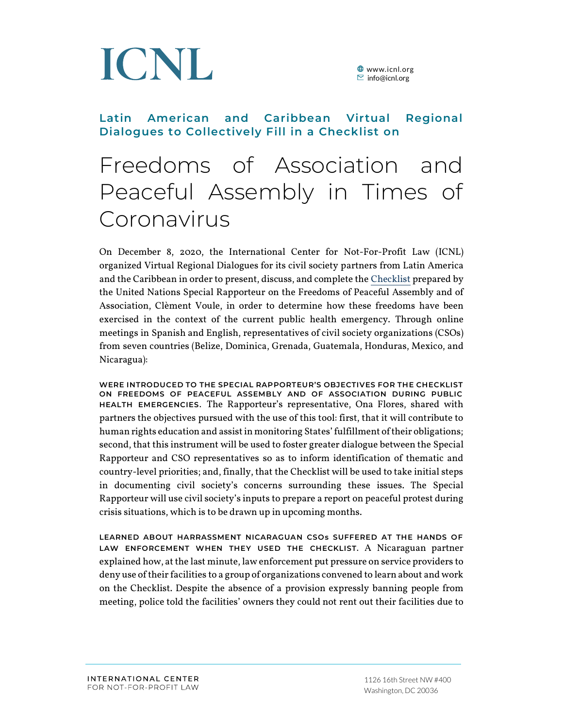# ICNL

www.icnl.org
info@icnl.org

### Latin American and Caribbean Virtual Regional Dialogues to Collectively Fill in a Checklist on

# Freedoms of Association and Peaceful Assembly in Times of Coronavirus

On December 8, 2020, the International Center for Not-For-Profit Law (ICNL) organized Virtual Regional Dialogues for its civil society partners from Latin America and the Caribbean in order to present, discuss, and complete the Checklist prepared by the United Nations Special Rapporteur on the Freedoms of Peaceful Assembly and of Association, Clèment Voule, in order to determine how these freedoms have been exercised in the context of the current public health emergency. Through online meetings in Spanish and English, representatives of civil society organizations (CSOs) from seven countries (Belize, Dominica, Grenada, Guatemala, Honduras, Mexico, and Nicaragua):

**WERE INTRODUCED TO THE SPECIAL RAPPORTEUR'S OBJECTIVES FOR THE CHECKLIST ON FREEDOMS OF PEACEFUL ASSEMBLY AND OF ASSOCIATION DURING PUBLIC HEALTH EMERGENCIES.** The Rapporteur's representative, Ona Flores, shared with partners the objectives pursued with the use of this tool: first, that it will contribute to human rights education and assist in monitoring States' fulfillment of their obligations; second, that this instrument will be used to foster greater dialogue between the Special Rapporteur and CSO representatives so as to inform identification of thematic and country-level priorities; and, finally, that the Checklist will be used to take initial steps in documenting civil society's concerns surrounding these issues. The Special Rapporteur will use civil society's inputs to prepare a report on peaceful protest during crisis situations, which is to be drawn up in upcoming months.

**LEARNED ABOUT HARRASSMENT NICARAGUAN CSOs SUFFERED AT THE HANDS OF LAW ENFORCEMENT WHEN THEY USED THE CHECKLIST.** A Nicaraguan partner explained how, at the last minute, law enforcement put pressure on service providers to deny use of their facilities to a group of organizations convened to learn about and work on the Checklist. Despite the absence of a provision expressly banning people from meeting, police told the facilities' owners they could not rent out their facilities due to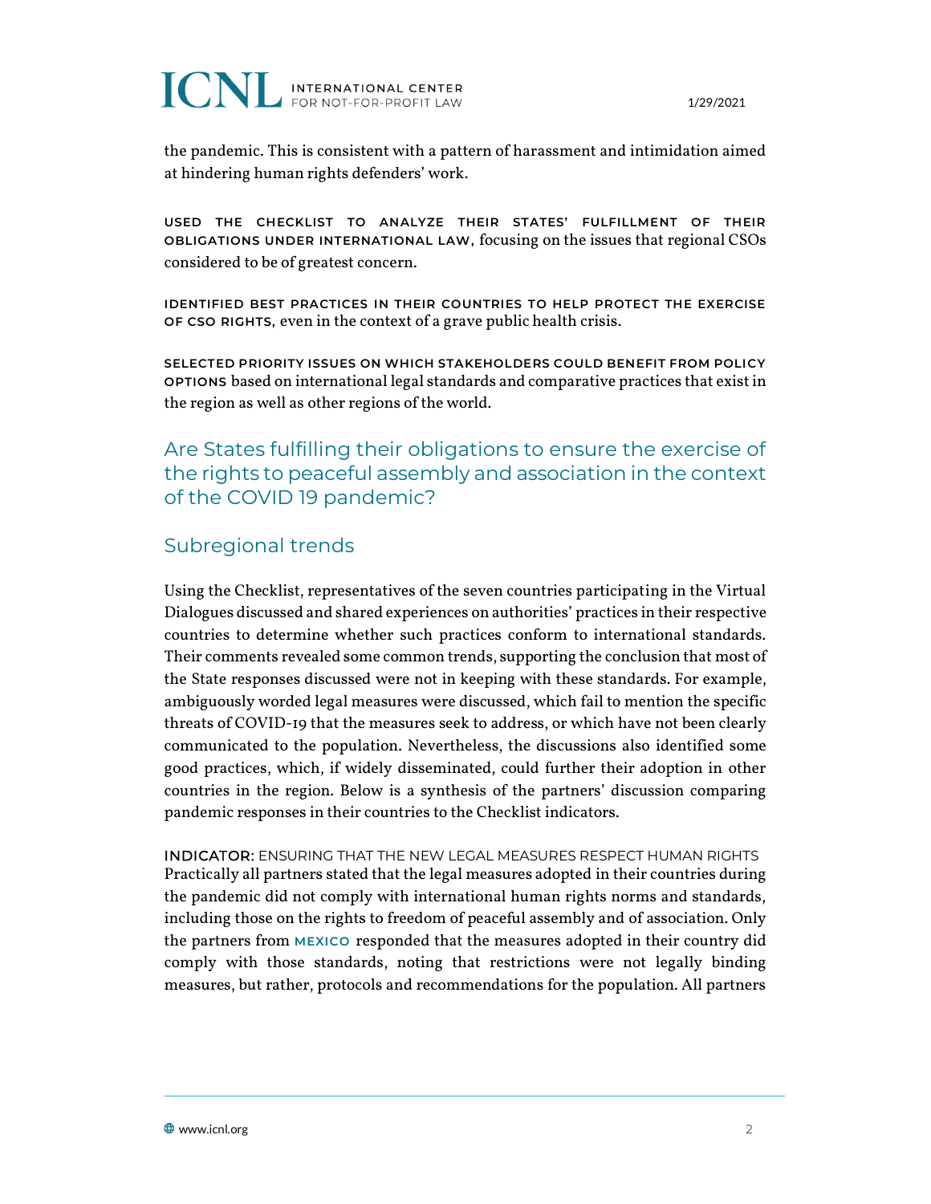the pandemic. This is consistent with a pattern of harassment and intimidation aimed at hindering human rights defenders' work.

**USED THE CHECKLIST TO ANALYZE THEIR STATES' FULFILLMENT OF THEIR OBLIGATIONS UNDER INTERNATIONAL LAW**, focusing on the issues that regional CSOs considered to be of greatest concern.

**IDENTIFIED BEST PRACTICES IN THEIR COUNTRIES TO HELP PROTECT THE EXERCISE OF CSO RIGHTS**, even in the context of a grave public health crisis.

**SELECTED PRIORITY ISSUES ON WHICH STAKEHOLDERS COULD BENEFIT FROM POLICY OPTIONS** based on international legal standards and comparative practices that exist in the region as well as other regions of the world.

## Are States fulfilling their obligations to ensure the exercise of the rights to peaceful assembly and association in the context of the COVID 19 pandemic?

### Subregional trends

Using the Checklist, representatives of the seven countries participating in the Virtual Dialogues discussed and shared experiences on authorities' practices in their respective countries to determine whether such practices conform to international standards. Their comments revealed some common trends, supporting the conclusion that most of the State responses discussed were not in keeping with these standards. For example, ambiguously worded legal measures were discussed, which fail to mention the specific threats of COVID-19 that the measures seek to address, or which have not been clearly communicated to the population. Nevertheless, the discussions also identified some good practices, which, if widely disseminated, could further their adoption in other countries in the region. Below is a synthesis of the partners' discussion comparing pandemic responses in their countries to the Checklist indicators.

**INDICATOR:** ENSURING THAT THE NEW LEGAL MEASURES RESPECT HUMAN RIGHTS
Practically all partners stated that the legal measures adopted in their countries during the pandemic did not comply with international human rights norms and standards, including those on the rights to freedom of peaceful assembly and of association. Only the partners from **MEXICO** responded that the measures adopted in their country did comply with those standards, noting that restrictions were not legally binding measures, but rather, protocols and recommendations for the population. All partners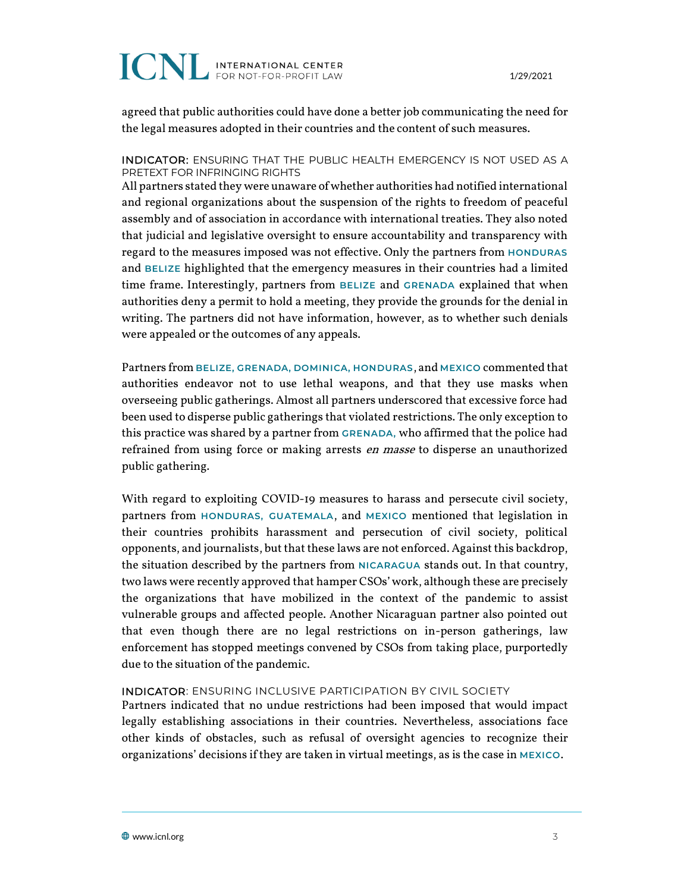agreed that public authorities could have done a better job communicating the need for the legal measures adopted in their countries and the content of such measures.

**INDICATOR**: ENSURING THAT THE PUBLIC HEALTH EMERGENCY IS NOT USED AS A PRETEXT FOR INFRINGING RIGHTS

All partners stated they were unaware of whether authorities had notified international and regional organizations about the suspension of the rights to freedom of peaceful assembly and of association in accordance with international treaties. They also noted that judicial and legislative oversight to ensure accountability and transparency with regard to the measures imposed was not effective. Only the partners from HONDURAS and BELIZE highlighted that the emergency measures in their countries had a limited time frame. Interestingly, partners from BELIZE and GRENADA explained that when authorities deny a permit to hold a meeting, they provide the grounds for the denial in writing. The partners did not have information, however, as to whether such denials were appealed or the outcomes of any appeals.

Partners from BELIZE, GRENADA, DOMINICA, HONDURAS, and MEXICO commented that authorities endeavor not to use lethal weapons, and that they use masks when overseeing public gatherings. Almost all partners underscored that excessive force had been used to disperse public gatherings that violated restrictions. The only exception to this practice was shared by a partner from GRENADA, who affirmed that the police had refrained from using force or making arrests *en masse* to disperse an unauthorized public gathering.

With regard to exploiting COVID-19 measures to harass and persecute civil society, partners from HONDURAS, GUATEMALA, and MEXICO mentioned that legislation in their countries prohibits harassment and persecution of civil society, political opponents, and journalists, but that these laws are not enforced. Against this backdrop, the situation described by the partners from NICARAGUA stands out. In that country, two laws were recently approved that hamper CSOs' work, although these are precisely the organizations that have mobilized in the context of the pandemic to assist vulnerable groups and affected people. Another Nicaraguan partner also pointed out that even though there are no legal restrictions on in-person gatherings, law enforcement has stopped meetings convened by CSOs from taking place, purportedly due to the situation of the pandemic.

**INDICATOR**: ENSURING INCLUSIVE PARTICIPATION BY CIVIL SOCIETY

Partners indicated that no undue restrictions had been imposed that would impact legally establishing associations in their countries. Nevertheless, associations face other kinds of obstacles, such as refusal of oversight agencies to recognize their organizations' decisions if they are taken in virtual meetings, as is the case in MEXICO.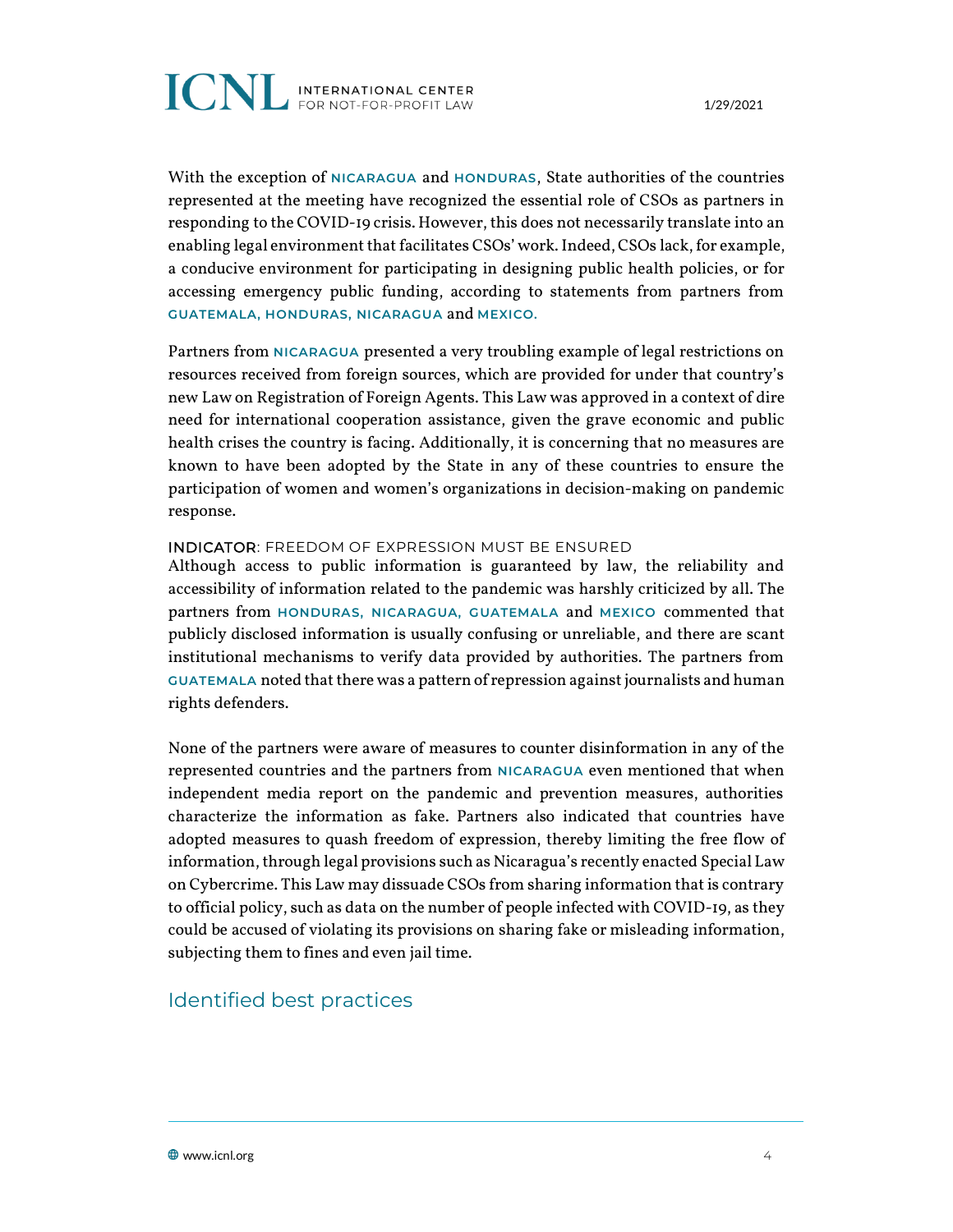With the exception of NICARAGUA and HONDURAS, State authorities of the countries represented at the meeting have recognized the essential role of CSOs as partners in responding to the COVID-19 crisis. However, this does not necessarily translate into an enabling legal environment that facilitates CSOs' work. Indeed, CSOs lack, for example, a conducive environment for participating in designing public health policies, or for accessing emergency public funding, according to statements from partners from GUATEMALA, HONDURAS, NICARAGUA and MEXICO.

Partners from NICARAGUA presented a very troubling example of legal restrictions on resources received from foreign sources, which are provided for under that country's new Law on Registration of Foreign Agents. This Law was approved in a context of dire need for international cooperation assistance, given the grave economic and public health crises the country is facing. Additionally, it is concerning that no measures are known to have been adopted by the State in any of these countries to ensure the participation of women and women's organizations in decision-making on pandemic response.

**INDICATOR**: FREEDOM OF EXPRESSION MUST BE ENSURED

Although access to public information is guaranteed by law, the reliability and accessibility of information related to the pandemic was harshly criticized by all. The partners from HONDURAS, NICARAGUA, GUATEMALA and MEXICO commented that publicly disclosed information is usually confusing or unreliable, and there are scant institutional mechanisms to verify data provided by authorities. The partners from GUATEMALA noted that there was a pattern of repression against journalists and human rights defenders.

None of the partners were aware of measures to counter disinformation in any of the represented countries and the partners from NICARAGUA even mentioned that when independent media report on the pandemic and prevention measures, authorities characterize the information as fake. Partners also indicated that countries have adopted measures to quash freedom of expression, thereby limiting the free flow of information, through legal provisions such as Nicaragua's recently enacted Special Law on Cybercrime. This Law may dissuade CSOs from sharing information that is contrary to official policy, such as data on the number of people infected with COVID-19, as they could be accused of violating its provisions on sharing fake or misleading information, subjecting them to fines and even jail time.

## Identified best practices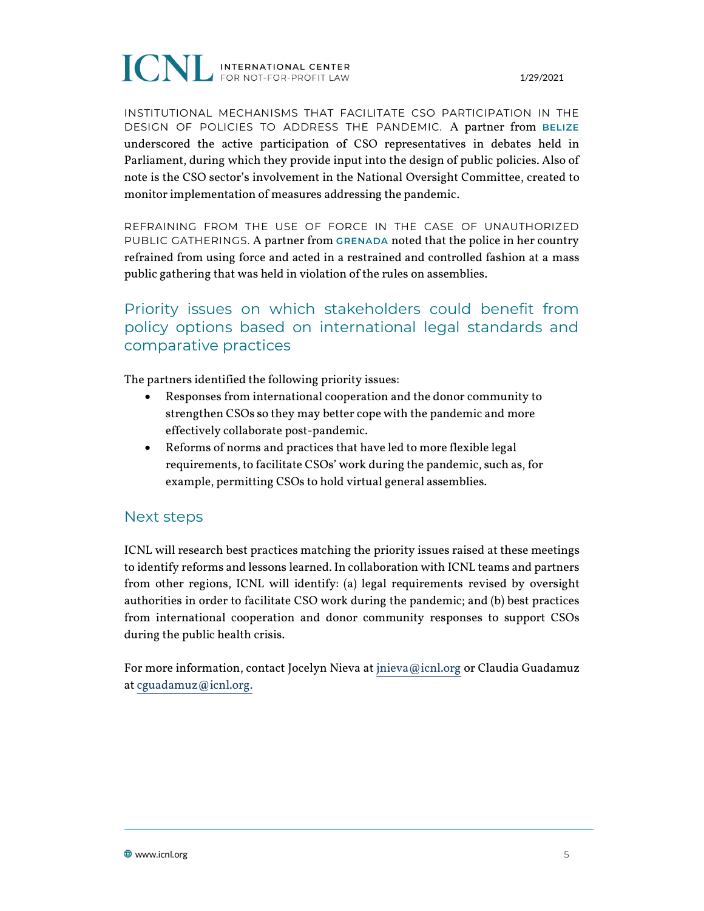INSTITUTIONAL MECHANISMS THAT FACILITATE CSO PARTICIPATION IN THE DESIGN OF POLICIES TO ADDRESS THE PANDEMIC. A partner from **BELIZE** underscored the active participation of CSO representatives in debates held in Parliament, during which they provide input into the design of public policies. Also of note is the CSO sector's involvement in the National Oversight Committee, created to monitor implementation of measures addressing the pandemic.

REFRAINING FROM THE USE OF FORCE IN THE CASE OF UNAUTHORIZED PUBLIC GATHERINGS. A partner from **GRENADA** noted that the police in her country refrained from using force and acted in a restrained and controlled fashion at a mass public gathering that was held in violation of the rules on assemblies.

## Priority issues on which stakeholders could benefit from policy options based on international legal standards and comparative practices

The partners identified the following priority issues:

- Responses from international cooperation and the donor community to strengthen CSOs so they may better cope with the pandemic and more effectively collaborate post-pandemic.
- Reforms of norms and practices that have led to more flexible legal requirements, to facilitate CSOs' work during the pandemic, such as, for example, permitting CSOs to hold virtual general assemblies.

## Next steps

ICNL will research best practices matching the priority issues raised at these meetings to identify reforms and lessons learned. In collaboration with ICNL teams and partners from other regions, ICNL will identify: (a) legal requirements revised by oversight authorities in order to facilitate CSO work during the pandemic; and (b) best practices from international cooperation and donor community responses to support CSOs during the public health crisis.

For more information, contact Jocelyn Nieva at jnieva@icnl.org or Claudia Guadamuz at cguadamuz@icnl.org.